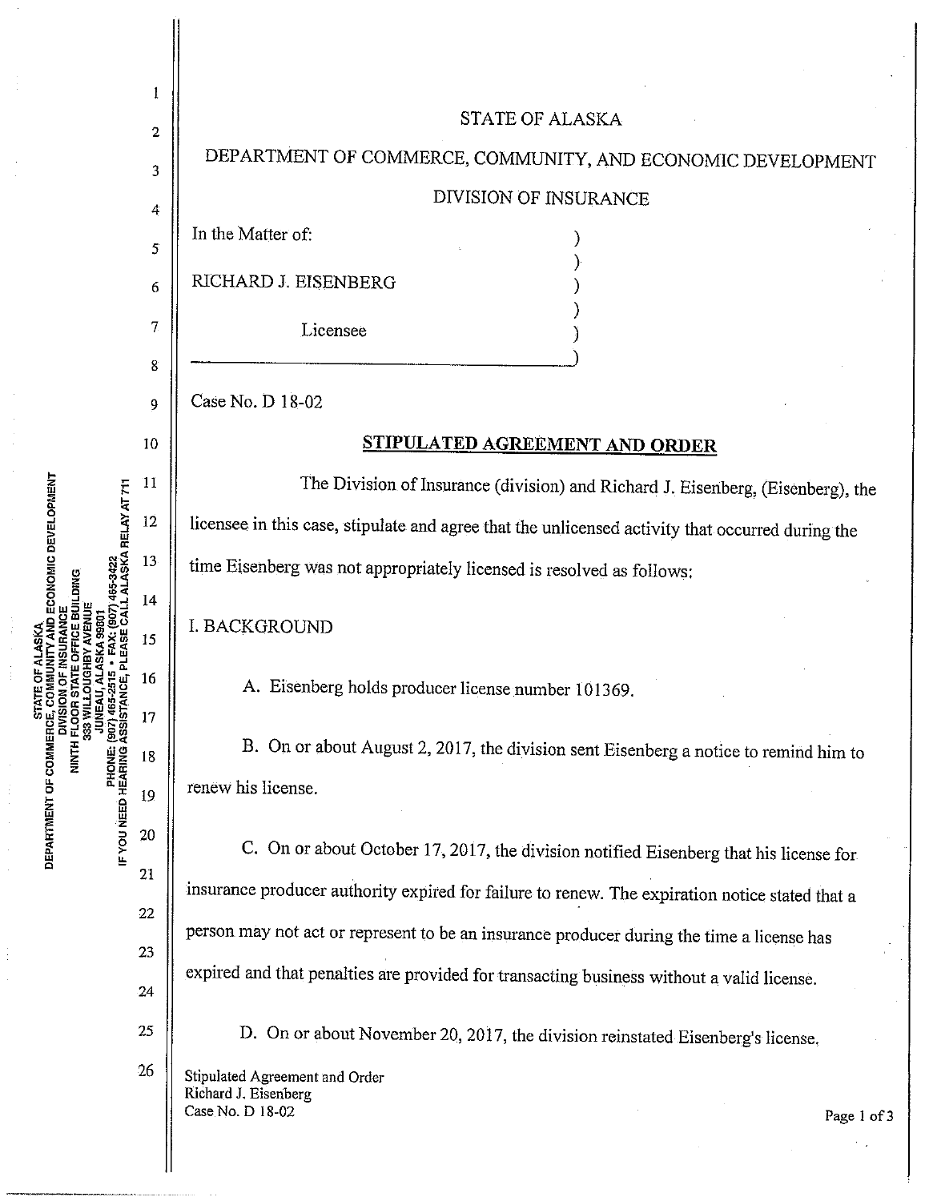STATE OF ALASKA

DEPARTMENT OF COMMERCE, COMMUNITY, AND ECONOMIC DEVELOPMENT

DIVISION OF INSURANCE

In the Matter of:

RICHARD J. EISENBERG

Licensee

Case No. D 18-02

## STIPULATED AGREEMENT AND ORDER

The Division of Insurance (division) and Richard J. Eisenberg, (Eisenberg), the licensee in this case, stipulate and agree that the unlicensed activity that occurred during the time Eisenberg was not appropriately licensed is resolved as follows:

I. BACKGROUND

A. Eisenberg holds producer license number 101369.

B. On or about August 2, 2017, the division sent Eisenberg a notice to remind him to renew his license.

C. On or about October 17, 2017, the division notified Eisenberg that his license for insurance producer authority expired for failure to renew. The expiration notice stated that a person may not act or represent to be an insurance producer during the time a license has expired and that penalties are provided for transacting business without a valid license.

D. On or about November 20, 2017, the division reinstated Eisenberg's license.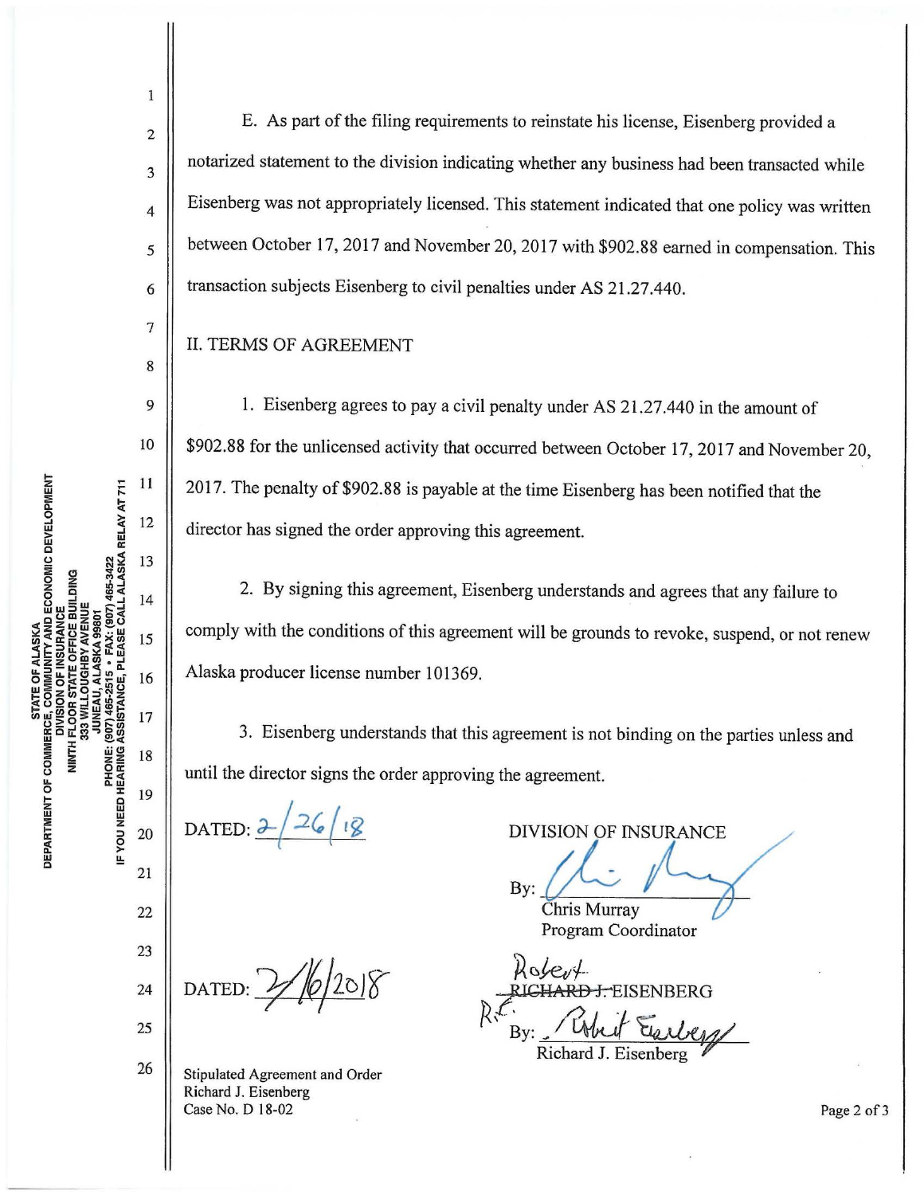E. As part of the filing requirements to reinstate his license, Eisenberg provided a notarized statement to the division indicating whether any business had been transacted while Eisenberg was not appropriately licensed. This statement indicated that one policy was written between October 17, 2017 and November 20, 2017 with $902.88 earned in compensation. This transaction subjects Eisenberg to civil penalties under AS 21.27.440.

## II. TERMS OF AGREEMENT

1. Eisenberg agrees to pay a civil penalty under AS 21.27.440 in the amount of $902.88 for the unlicensed activity that occurred between October 17, 2017 and November 20, 2017. The penalty of $902.88 is payable at the time Eisenberg has been notified that the director has signed the order approving this agreement.

2. By signing this agreement, Eisenberg understands and agrees that any failure to comply with the conditions of this agreement will be grounds to revoke, suspend, or not renew Alaska producer license number 101369.

3. Eisenberg understands that this agreement is not binding on the parties unless and until the director signs the order approving the agreement.

DATED: 2/26/18

DIVISION OF INSURANCE

By: [signature]
Chris Murray
Program Coordinator

DATED: 2/16/2018

Robert
~~RICHARD J.~~ EISENBERG

R.E. By: [signature]
Richard J. Eisenberg

Stipulated Agreement and Order
Richard J. Eisenberg
Case No. D 18-02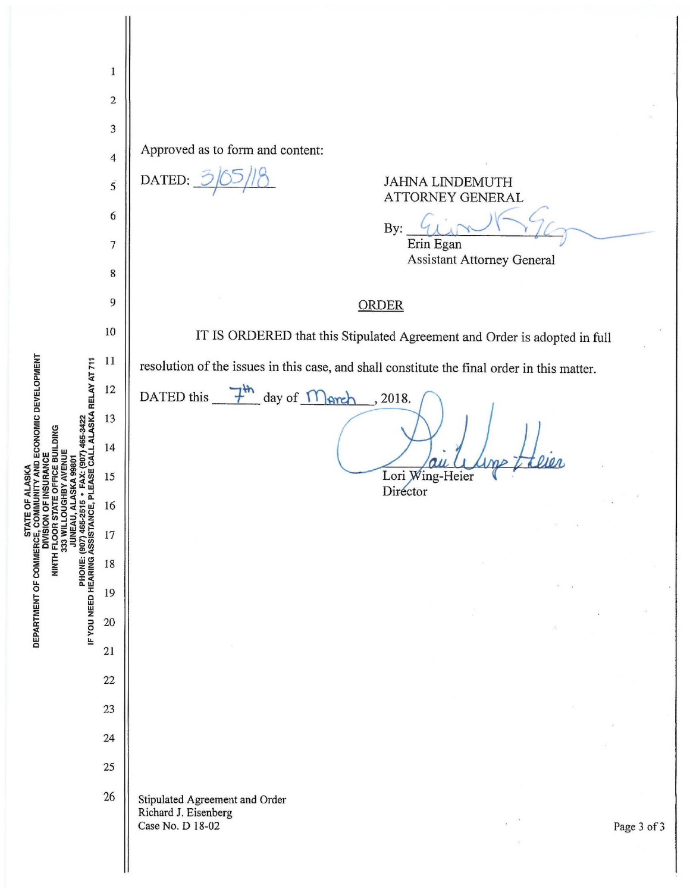Approved as to form and content:

DATED: 3/05/18

JAHNA LINDEMUTH
ATTORNEY GENERAL

By: ______________________
Erin Egan
Assistant Attorney General

## ORDER

IT IS ORDERED that this Stipulated Agreement and Order is adopted in full resolution of the issues in this case, and shall constitute the final order in this matter.

DATED this 7th day of March, 2018.

______________________
Lori Wing-Heier
Director

Stipulated Agreement and Order
Richard J. Eisenberg
Case No. D 18-02